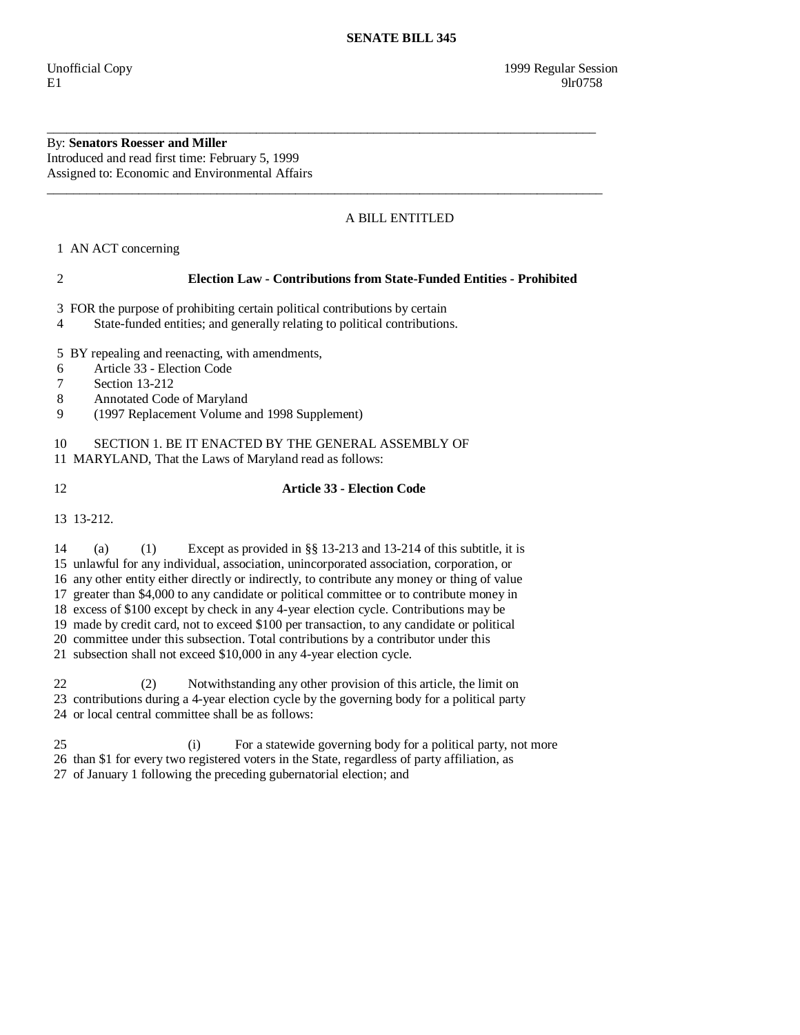# SENATE BILL 345

Unofficial Copy 1999 Regular Session
E1 9lr0758

---

By: **Senators Roesser and Miller**
Introduced and read first time: February 5, 1999
Assigned to: Economic and Environmental Affairs

---

A BILL ENTITLED

1 AN ACT concerning

2 **Election Law - Contributions from State-Funded Entities - Prohibited**

3 FOR the purpose of prohibiting certain political contributions by certain
4 State-funded entities; and generally relating to political contributions.

5 BY repealing and reenacting, with amendments,
6 Article 33 - Election Code
7 Section 13-212
8 Annotated Code of Maryland
9 (1997 Replacement Volume and 1998 Supplement)

10 SECTION 1. BE IT ENACTED BY THE GENERAL ASSEMBLY OF
11 MARYLAND, That the Laws of Maryland read as follows:

12 **Article 33 - Election Code**

13 13-212.

14 (a) (1) Except as provided in §§ 13-213 and 13-214 of this subtitle, it is
15 unlawful for any individual, association, unincorporated association, corporation, or
16 any other entity either directly or indirectly, to contribute any money or thing of value
17 greater than $4,000 to any candidate or political committee or to contribute money in
18 excess of $100 except by check in any 4-year election cycle. Contributions may be
19 made by credit card, not to exceed $100 per transaction, to any candidate or political
20 committee under this subsection. Total contributions by a contributor under this
21 subsection shall not exceed $10,000 in any 4-year election cycle.

22 (2) Notwithstanding any other provision of this article, the limit on
23 contributions during a 4-year election cycle by the governing body for a political party
24 or local central committee shall be as follows:

25 (i) For a statewide governing body for a political party, not more
26 than $1 for every two registered voters in the State, regardless of party affiliation, as
27 of January 1 following the preceding gubernatorial election; and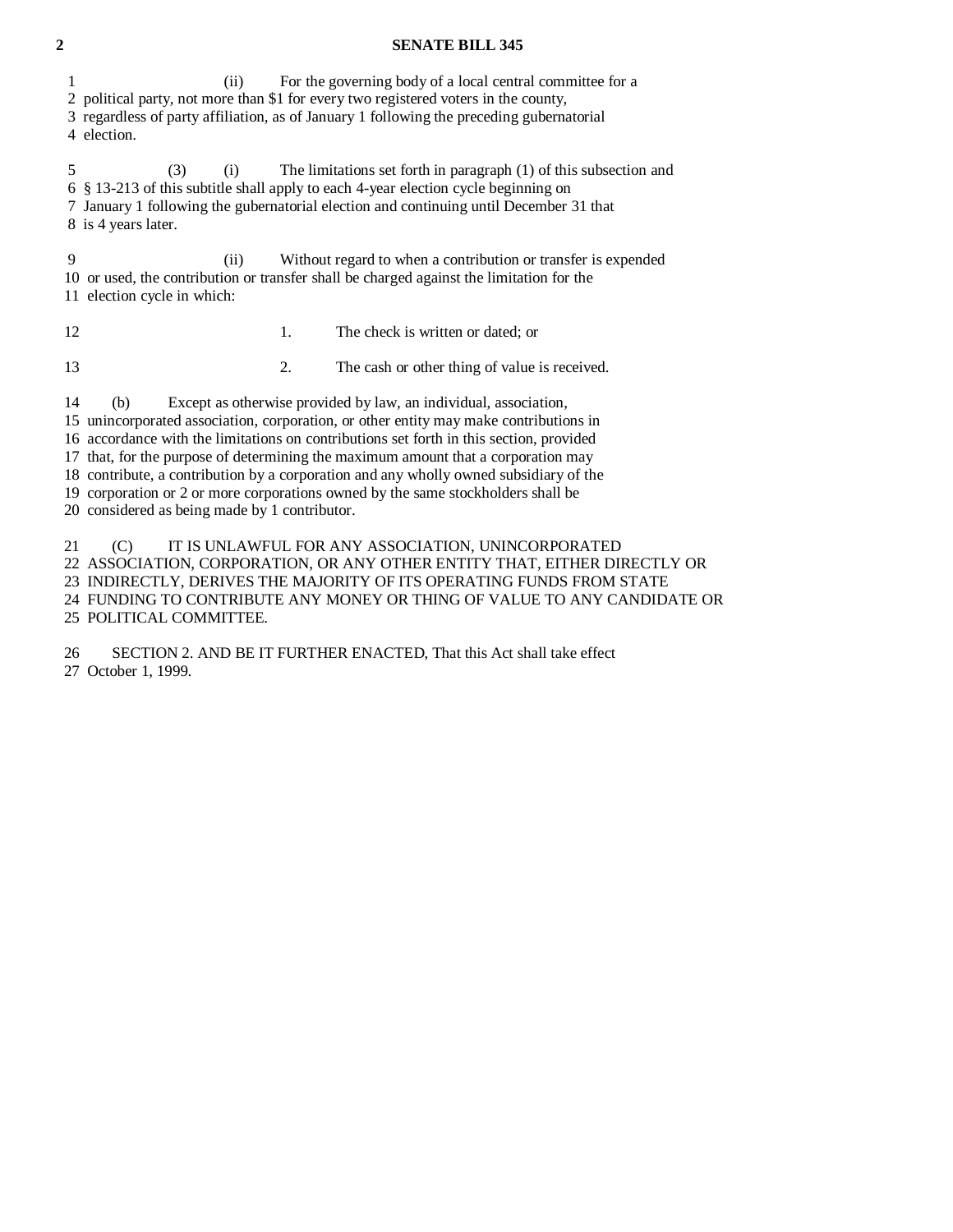(ii) For the governing body of a local central committee for a political party, not more than $1 for every two registered voters in the county, regardless of party affiliation, as of January 1 following the preceding gubernatorial election.

(3) (i) The limitations set forth in paragraph (1) of this subsection and § 13-213 of this subtitle shall apply to each 4-year election cycle beginning on January 1 following the gubernatorial election and continuing until December 31 that is 4 years later.

(ii) Without regard to when a contribution or transfer is expended or used, the contribution or transfer shall be charged against the limitation for the election cycle in which:

1. The check is written or dated; or

2. The cash or other thing of value is received.

(b) Except as otherwise provided by law, an individual, association, unincorporated association, corporation, or other entity may make contributions in accordance with the limitations on contributions set forth in this section, provided that, for the purpose of determining the maximum amount that a corporation may contribute, a contribution by a corporation and any wholly owned subsidiary of the corporation or 2 or more corporations owned by the same stockholders shall be considered as being made by 1 contributor.

(C) IT IS UNLAWFUL FOR ANY ASSOCIATION, UNINCORPORATED ASSOCIATION, CORPORATION, OR ANY OTHER ENTITY THAT, EITHER DIRECTLY OR INDIRECTLY, DERIVES THE MAJORITY OF ITS OPERATING FUNDS FROM STATE FUNDING TO CONTRIBUTE ANY MONEY OR THING OF VALUE TO ANY CANDIDATE OR POLITICAL COMMITTEE.

SECTION 2. AND BE IT FURTHER ENACTED, That this Act shall take effect October 1, 1999.